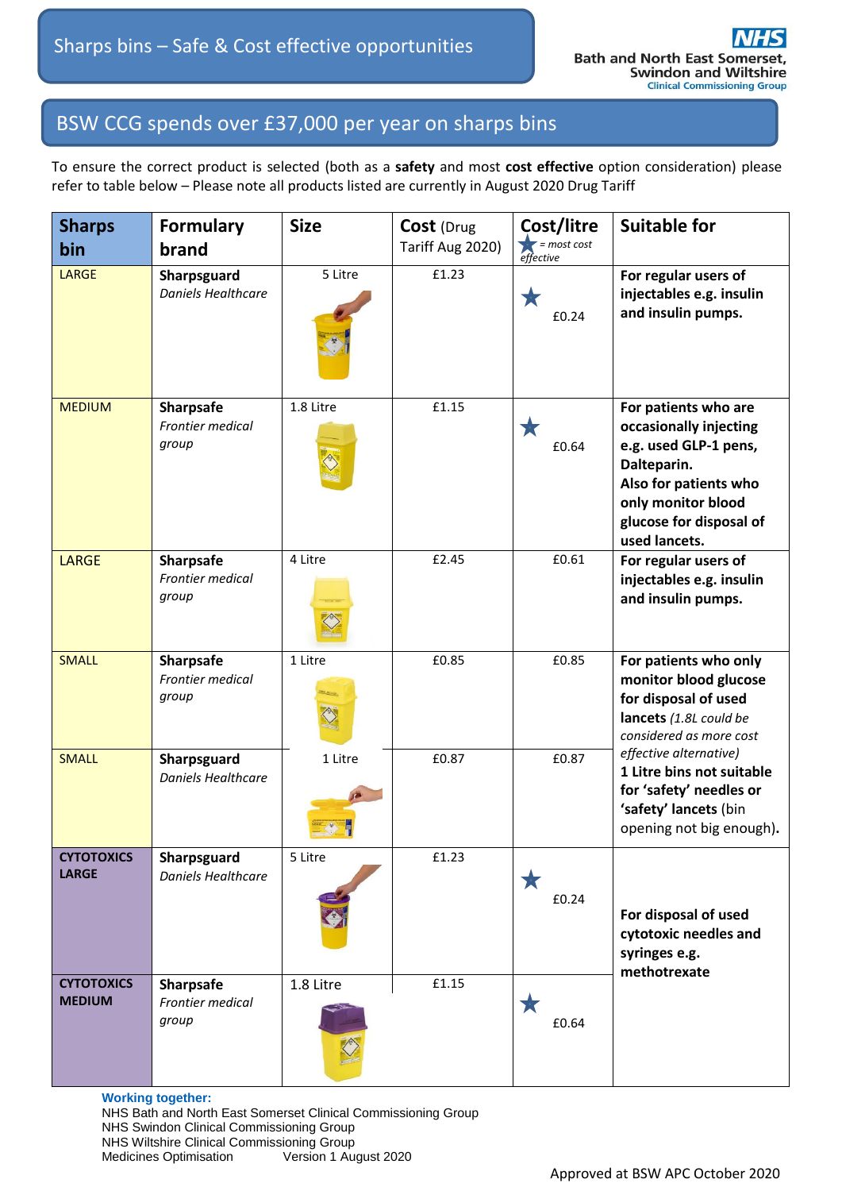# Sharps bins – Safe & Cost effective opportunities

## BSW CCG spends over £37,000 per year on sharps bins

To ensure the correct product is selected (both as a **safety** and most **cost effective** option consideration) please refer to table below – Please note all products listed are currently in August 2020 Drug Tariff

| Sharps bin | Formulary brand | Size | Cost (Drug Tariff Aug 2020) | Cost/litre ★ = most cost effective | Suitable for |
|---|---|---|---|---|---|
| LARGE | **Sharpsguard** *Daniels Healthcare* | 5 Litre | £1.23 | ★ £0.24 | **For regular users of injectables e.g. insulin and insulin pumps.** |
| MEDIUM | **Sharpsafe** *Frontier medical group* | 1.8 Litre | £1.15 | ★ £0.64 | **For patients who are occasionally injecting e.g. used GLP-1 pens, Dalteparin. Also for patients who only monitor blood glucose for disposal of used lancets.** |
| LARGE | **Sharpsafe** *Frontier medical group* | 4 Litre | £2.45 | £0.61 | **For regular users of injectables e.g. insulin and insulin pumps.** |
| SMALL | **Sharpsafe** *Frontier medical group* | 1 Litre | £0.85 | £0.85 | **For patients who only monitor blood glucose for disposal of used lancets** *(1.8L could be considered as more cost effective alternative)* **1 Litre bins not suitable for 'safety' needles or 'safety' lancets** (bin opening not big enough)**.** |
| SMALL | **Sharpsguard** *Daniels Healthcare* | 1 Litre | £0.87 | £0.87 | |
| **CYTOTOXICS LARGE** | **Sharpsguard** *Daniels Healthcare* | 5 Litre | £1.23 | ★ £0.24 | **For disposal of used cytotoxic needles and syringes e.g. methotrexate** |
| **CYTOTOXICS MEDIUM** | **Sharpsafe** *Frontier medical group* | 1.8 Litre | £1.15 | ★ £0.64 | |

**Working together:**
NHS Bath and North East Somerset Clinical Commissioning Group
NHS Swindon Clinical Commissioning Group
NHS Wiltshire Clinical Commissioning Group
Medicines Optimisation Version 1 August 2020

Approved at BSW APC October 2020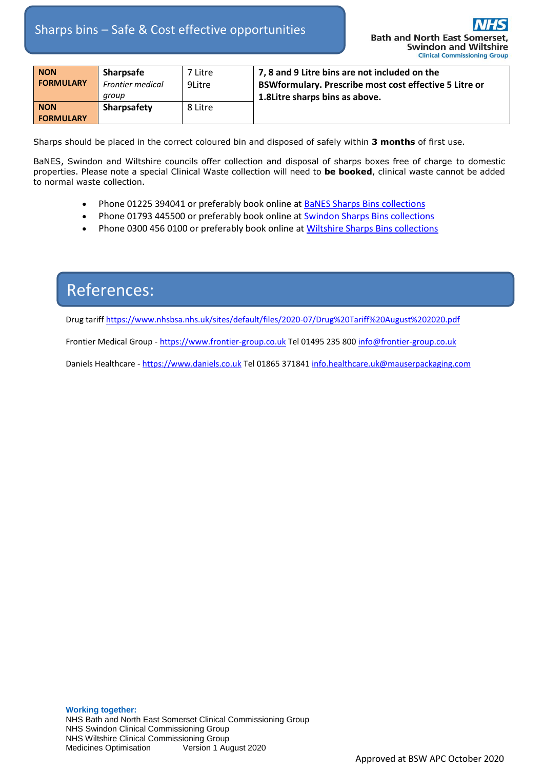## Sharps bins – Safe & Cost effective opportunities

| | | | |
|---|---|---|---|
| **NON FORMULARY** | **Sharpsafe** *Frontier medical group* | 7 Litre 9Litre | **7, 8 and 9 Litre bins are not included on the BSWformulary. Prescribe most cost effective 5 Litre or 1.8Litre sharps bins as above.** |
| **NON FORMULARY** | **Sharpsafety** | 8 Litre | |

Sharps should be placed in the correct coloured bin and disposed of safely within **3 months** of first use.

BaNES, Swindon and Wiltshire councils offer collection and disposal of sharps boxes free of charge to domestic properties. Please note a special Clinical Waste collection will need to **be booked**, clinical waste cannot be added to normal waste collection.

- Phone 01225 394041 or preferably book online at BaNES Sharps Bins collections
- Phone 01793 445500 or preferably book online at Swindon Sharps Bins collections
- Phone 0300 456 0100 or preferably book online at Wiltshire Sharps Bins collections

## References:

Drug tariff https://www.nhsbsa.nhs.uk/sites/default/files/2020-07/Drug%20Tariff%20August%202020.pdf

Frontier Medical Group - https://www.frontier-group.co.uk Tel 01495 235 800 info@frontier-group.co.uk

Daniels Healthcare - https://www.daniels.co.uk Tel 01865 371841 info.healthcare.uk@mauserpackaging.com

**Working together:**
NHS Bath and North East Somerset Clinical Commissioning Group
NHS Swindon Clinical Commissioning Group
NHS Wiltshire Clinical Commissioning Group
Medicines Optimisation Version 1 August 2020

Approved at BSW APC October 2020